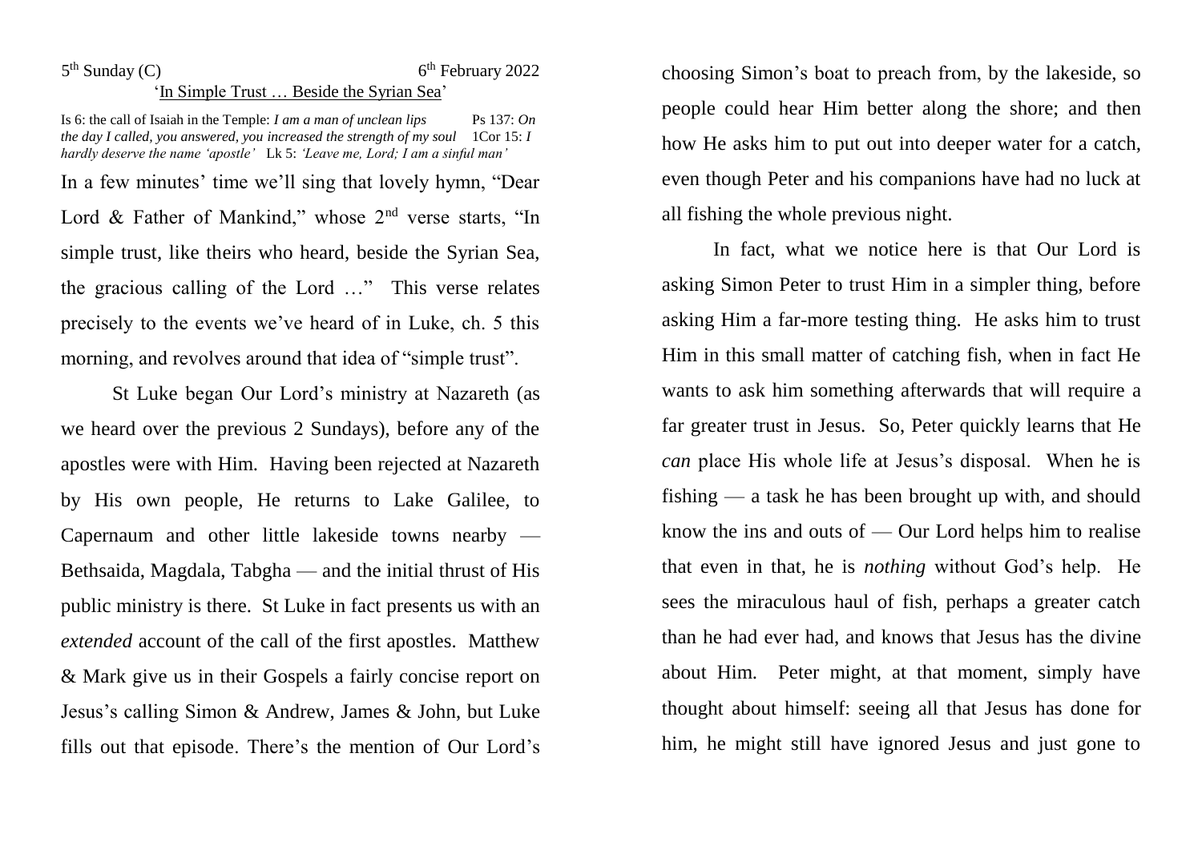5th Sunday (C) 6th February 2022

'<u>In Simple Trust … Beside the Syrian Sea</u>'

Is 6: the call of Isaiah in the Temple: *I am a man of unclean lips* Ps 137: *On the day I called, you answered, you increased the strength of my soul* 1Cor 15: *I hardly deserve the name 'apostle'* Lk 5: *'Leave me, Lord; I am a sinful man'*

In a few minutes' time we'll sing that lovely hymn, "Dear Lord & Father of Mankind," whose 2nd verse starts, "In simple trust, like theirs who heard, beside the Syrian Sea, the gracious calling of the Lord …" This verse relates precisely to the events we've heard of in Luke, ch. 5 this morning, and revolves around that idea of "simple trust".

St Luke began Our Lord's ministry at Nazareth (as we heard over the previous 2 Sundays), before any of the apostles were with Him. Having been rejected at Nazareth by His own people, He returns to Lake Galilee, to Capernaum and other little lakeside towns nearby — Bethsaida, Magdala, Tabgha — and the initial thrust of His public ministry is there. St Luke in fact presents us with an *extended* account of the call of the first apostles. Matthew & Mark give us in their Gospels a fairly concise report on Jesus's calling Simon & Andrew, James & John, but Luke fills out that episode. There's the mention of Our Lord's choosing Simon's boat to preach from, by the lakeside, so people could hear Him better along the shore; and then how He asks him to put out into deeper water for a catch, even though Peter and his companions have had no luck at all fishing the whole previous night.

In fact, what we notice here is that Our Lord is asking Simon Peter to trust Him in a simpler thing, before asking Him a far-more testing thing. He asks him to trust Him in this small matter of catching fish, when in fact He wants to ask him something afterwards that will require a far greater trust in Jesus. So, Peter quickly learns that He *can* place His whole life at Jesus's disposal. When he is fishing — a task he has been brought up with, and should know the ins and outs of — Our Lord helps him to realise that even in that, he is *nothing* without God's help. He sees the miraculous haul of fish, perhaps a greater catch than he had ever had, and knows that Jesus has the divine about Him. Peter might, at that moment, simply have thought about himself: seeing all that Jesus has done for him, he might still have ignored Jesus and just gone to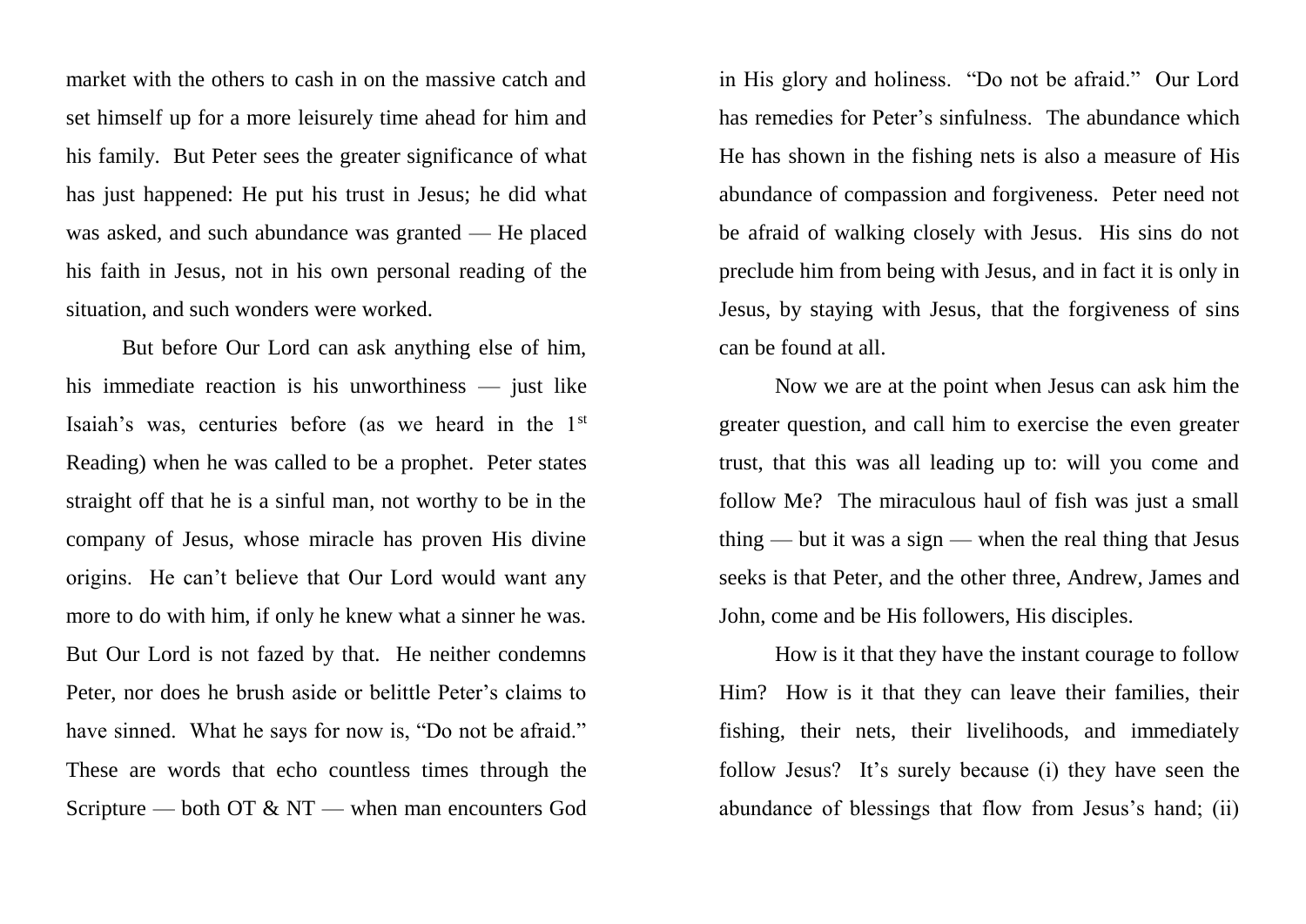market with the others to cash in on the massive catch and set himself up for a more leisurely time ahead for him and his family. But Peter sees the greater significance of what has just happened: He put his trust in Jesus; he did what was asked, and such abundance was granted — He placed his faith in Jesus, not in his own personal reading of the situation, and such wonders were worked.

But before Our Lord can ask anything else of him, his immediate reaction is his unworthiness — just like Isaiah's was, centuries before (as we heard in the 1st Reading) when he was called to be a prophet. Peter states straight off that he is a sinful man, not worthy to be in the company of Jesus, whose miracle has proven His divine origins. He can't believe that Our Lord would want any more to do with him, if only he knew what a sinner he was. But Our Lord is not fazed by that. He neither condemns Peter, nor does he brush aside or belittle Peter's claims to have sinned. What he says for now is, "Do not be afraid." These are words that echo countless times through the Scripture — both OT & NT — when man encounters God in His glory and holiness. "Do not be afraid." Our Lord has remedies for Peter's sinfulness. The abundance which He has shown in the fishing nets is also a measure of His abundance of compassion and forgiveness. Peter need not be afraid of walking closely with Jesus. His sins do not preclude him from being with Jesus, and in fact it is only in Jesus, by staying with Jesus, that the forgiveness of sins can be found at all.

Now we are at the point when Jesus can ask him the greater question, and call him to exercise the even greater trust, that this was all leading up to: will you come and follow Me? The miraculous haul of fish was just a small thing — but it was a sign — when the real thing that Jesus seeks is that Peter, and the other three, Andrew, James and John, come and be His followers, His disciples.

How is it that they have the instant courage to follow Him? How is it that they can leave their families, their fishing, their nets, their livelihoods, and immediately follow Jesus? It's surely because (i) they have seen the abundance of blessings that flow from Jesus's hand; (ii)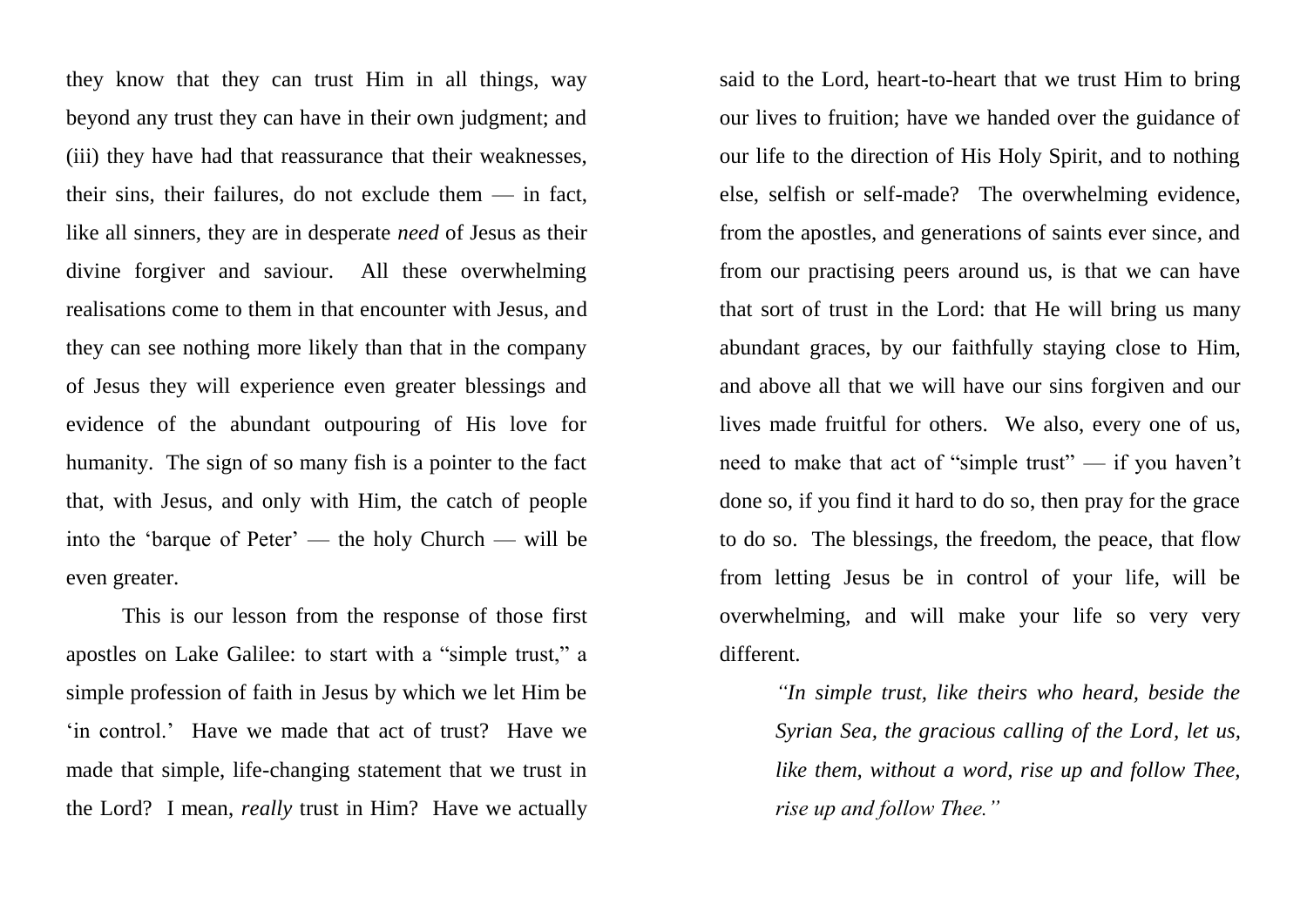they know that they can trust Him in all things, way beyond any trust they can have in their own judgment; and (iii) they have had that reassurance that their weaknesses, their sins, their failures, do not exclude them — in fact, like all sinners, they are in desperate *need* of Jesus as their divine forgiver and saviour. All these overwhelming realisations come to them in that encounter with Jesus, and they can see nothing more likely than that in the company of Jesus they will experience even greater blessings and evidence of the abundant outpouring of His love for humanity. The sign of so many fish is a pointer to the fact that, with Jesus, and only with Him, the catch of people into the 'barque of Peter' — the holy Church — will be even greater.

This is our lesson from the response of those first apostles on Lake Galilee: to start with a "simple trust," a simple profession of faith in Jesus by which we let Him be 'in control.' Have we made that act of trust? Have we made that simple, life-changing statement that we trust in the Lord? I mean, *really* trust in Him? Have we actually said to the Lord, heart-to-heart that we trust Him to bring our lives to fruition; have we handed over the guidance of our life to the direction of His Holy Spirit, and to nothing else, selfish or self-made? The overwhelming evidence, from the apostles, and generations of saints ever since, and from our practising peers around us, is that we can have that sort of trust in the Lord: that He will bring us many abundant graces, by our faithfully staying close to Him, and above all that we will have our sins forgiven and our lives made fruitful for others. We also, every one of us, need to make that act of "simple trust" — if you haven't done so, if you find it hard to do so, then pray for the grace to do so. The blessings, the freedom, the peace, that flow from letting Jesus be in control of your life, will be overwhelming, and will make your life so very very different.

> *"In simple trust, like theirs who heard, beside the Syrian Sea, the gracious calling of the Lord, let us, like them, without a word, rise up and follow Thee, rise up and follow Thee."*